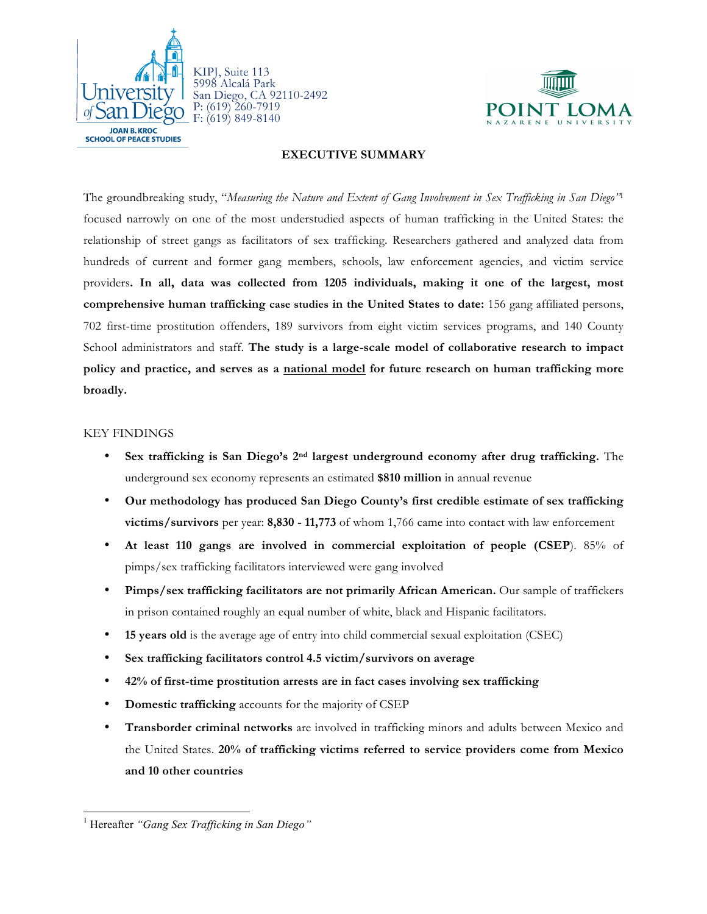KIPJ, Suite 113
5998 Alcalá Park
San Diego, CA 92110-2492
P: (619) 260-7919
F: (619) 849-8140

University of San Diego — Joan B. Kroc School of Peace Studies

Point Loma Nazarene University

## EXECUTIVE SUMMARY

The groundbreaking study, "*Measuring the Nature and Extent of Gang Involvement in Sex Trafficking in San Diego*"[1] focused narrowly on one of the most understudied aspects of human trafficking in the United States: the relationship of street gangs as facilitators of sex trafficking. Researchers gathered and analyzed data from hundreds of current and former gang members, schools, law enforcement agencies, and victim service providers**. In all, data was collected from 1205 individuals, making it one of the largest, most comprehensive human trafficking case studies in the United States to date:** 156 gang affiliated persons, 702 first-time prostitution offenders, 189 survivors from eight victim services programs, and 140 County School administrators and staff. **The study is a large-scale model of collaborative research to impact policy and practice, and serves as a national model for future research on human trafficking more broadly.**

KEY FINDINGS

- **Sex trafficking is San Diego's 2nd largest underground economy after drug trafficking.** The underground sex economy represents an estimated **$810 million** in annual revenue
- **Our methodology has produced San Diego County's first credible estimate of sex trafficking victims/survivors** per year: **8,830 - 11,773** of whom 1,766 came into contact with law enforcement
- **At least 110 gangs are involved in commercial exploitation of people (CSEP**). 85% of pimps/sex trafficking facilitators interviewed were gang involved
- **Pimps/sex trafficking facilitators are not primarily African American.** Our sample of traffickers in prison contained roughly an equal number of white, black and Hispanic facilitators.
- **15 years old** is the average age of entry into child commercial sexual exploitation (CSEC)
- **Sex trafficking facilitators control 4.5 victim/survivors on average**
- **42% of first-time prostitution arrests are in fact cases involving sex trafficking**
- **Domestic trafficking** accounts for the majority of CSEP
- **Transborder criminal networks** are involved in trafficking minors and adults between Mexico and the United States. **20% of trafficking victims referred to service providers come from Mexico and 10 other countries**

[1] Hereafter *"Gang Sex Trafficking in San Diego"*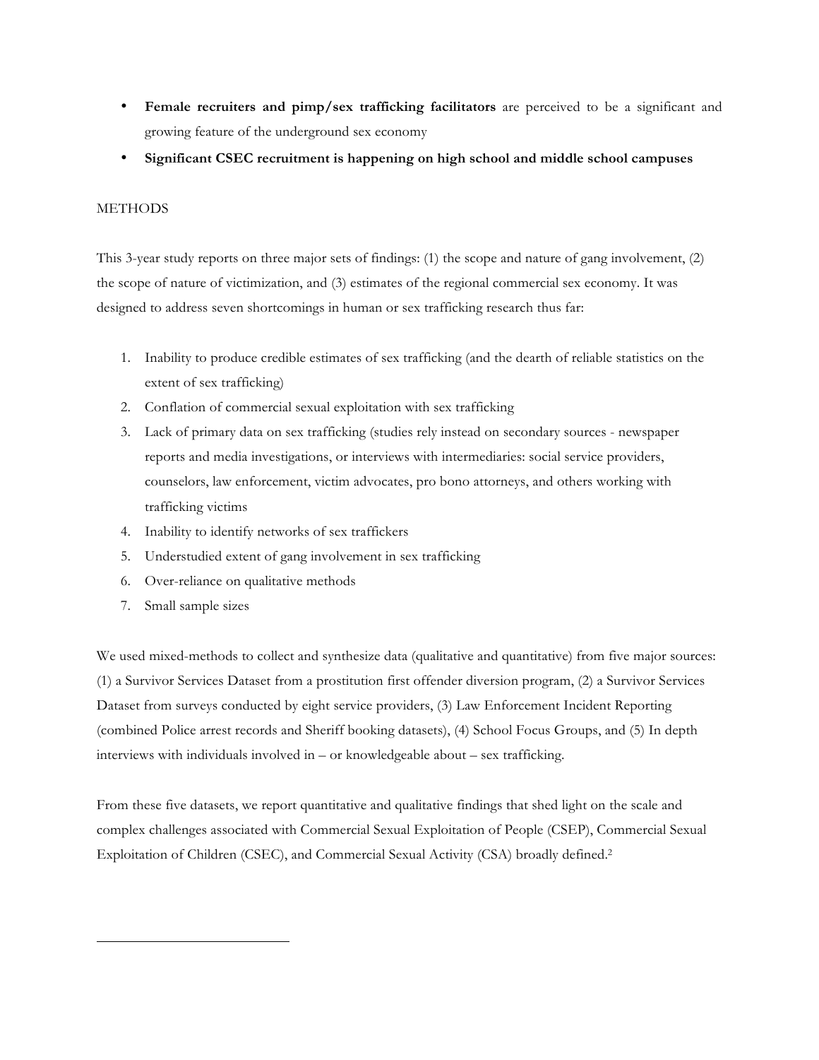- **Female recruiters and pimp/sex trafficking facilitators** are perceived to be a significant and growing feature of the underground sex economy
- **Significant CSEC recruitment is happening on high school and middle school campuses**

METHODS

This 3-year study reports on three major sets of findings: (1) the scope and nature of gang involvement, (2) the scope of nature of victimization, and (3) estimates of the regional commercial sex economy. It was designed to address seven shortcomings in human or sex trafficking research thus far:

1. Inability to produce credible estimates of sex trafficking (and the dearth of reliable statistics on the extent of sex trafficking)
2. Conflation of commercial sexual exploitation with sex trafficking
3. Lack of primary data on sex trafficking (studies rely instead on secondary sources - newspaper reports and media investigations, or interviews with intermediaries: social service providers, counselors, law enforcement, victim advocates, pro bono attorneys, and others working with trafficking victims
4. Inability to identify networks of sex traffickers
5. Understudied extent of gang involvement in sex trafficking
6. Over-reliance on qualitative methods
7. Small sample sizes

We used mixed-methods to collect and synthesize data (qualitative and quantitative) from five major sources: (1) a Survivor Services Dataset from a prostitution first offender diversion program, (2) a Survivor Services Dataset from surveys conducted by eight service providers, (3) Law Enforcement Incident Reporting (combined Police arrest records and Sheriff booking datasets), (4) School Focus Groups, and (5) In depth interviews with individuals involved in – or knowledgeable about – sex trafficking.

From these five datasets, we report quantitative and qualitative findings that shed light on the scale and complex challenges associated with Commercial Sexual Exploitation of People (CSEP), Commercial Sexual Exploitation of Children (CSEC), and Commercial Sexual Activity (CSA) broadly defined.[2]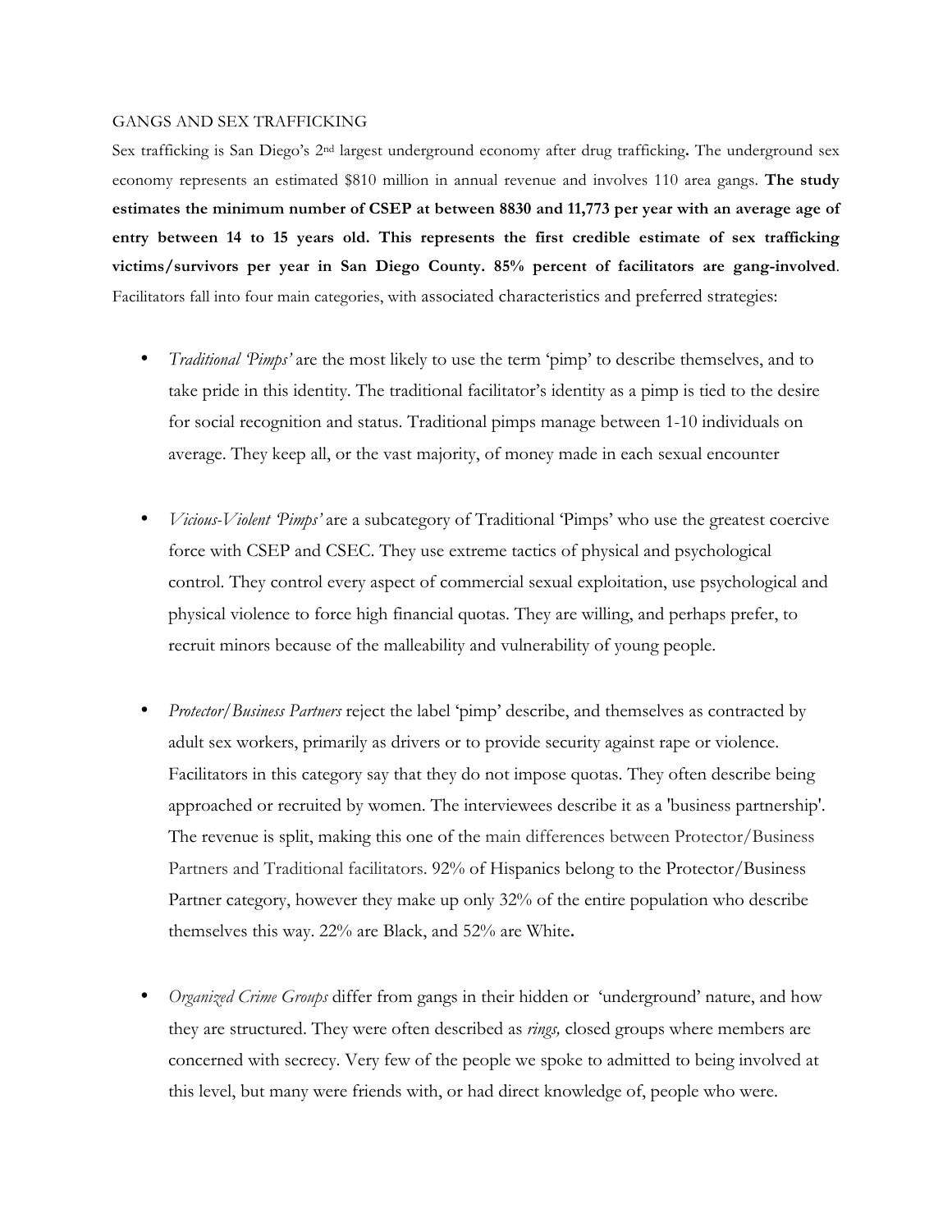GANGS AND SEX TRAFFICKING

Sex trafficking is San Diego's 2nd largest underground economy after drug trafficking**.** The underground sex economy represents an estimated $810 million in annual revenue and involves 110 area gangs. **The study estimates the minimum number of CSEP at between 8830 and 11,773 per year with an average age of entry between 14 to 15 years old. This represents the first credible estimate of sex trafficking victims/survivors per year in San Diego County. 85% percent of facilitators are gang-involved**. Facilitators fall into four main categories, with associated characteristics and preferred strategies:

- *Traditional 'Pimps'* are the most likely to use the term 'pimp' to describe themselves, and to take pride in this identity. The traditional facilitator's identity as a pimp is tied to the desire for social recognition and status. Traditional pimps manage between 1-10 individuals on average. They keep all, or the vast majority, of money made in each sexual encounter

- *Vicious-Violent 'Pimps'* are a subcategory of Traditional 'Pimps' who use the greatest coercive force with CSEP and CSEC. They use extreme tactics of physical and psychological control. They control every aspect of commercial sexual exploitation, use psychological and physical violence to force high financial quotas. They are willing, and perhaps prefer, to recruit minors because of the malleability and vulnerability of young people.

- *Protector/Business Partners* reject the label 'pimp' describe, and themselves as contracted by adult sex workers, primarily as drivers or to provide security against rape or violence. Facilitators in this category say that they do not impose quotas. They often describe being approached or recruited by women. The interviewees describe it as a 'business partnership'. The revenue is split, making this one of the main differences between Protector/Business Partners and Traditional facilitators. 92% of Hispanics belong to the Protector/Business Partner category, however they make up only 32% of the entire population who describe themselves this way. 22% are Black, and 52% are White**.**

- *Organized Crime Groups* differ from gangs in their hidden or 'underground' nature, and how they are structured. They were often described as *rings,* closed groups where members are concerned with secrecy. Very few of the people we spoke to admitted to being involved at this level, but many were friends with, or had direct knowledge of, people who were.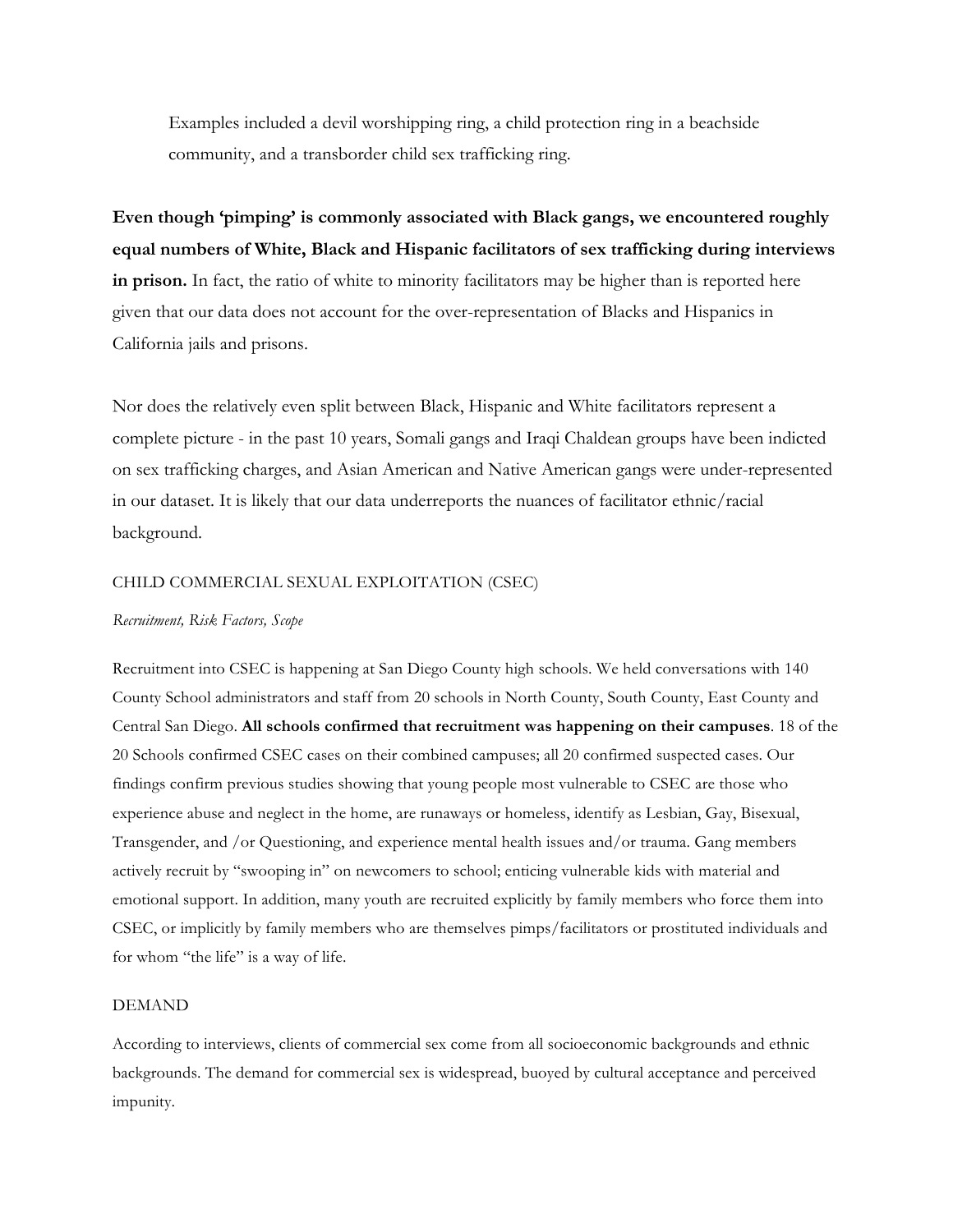Examples included a devil worshipping ring, a child protection ring in a beachside community, and a transborder child sex trafficking ring.

**Even though 'pimping' is commonly associated with Black gangs, we encountered roughly equal numbers of White, Black and Hispanic facilitators of sex trafficking during interviews in prison.** In fact, the ratio of white to minority facilitators may be higher than is reported here given that our data does not account for the over-representation of Blacks and Hispanics in California jails and prisons.

Nor does the relatively even split between Black, Hispanic and White facilitators represent a complete picture - in the past 10 years, Somali gangs and Iraqi Chaldean groups have been indicted on sex trafficking charges, and Asian American and Native American gangs were under-represented in our dataset. It is likely that our data underreports the nuances of facilitator ethnic/racial background.

CHILD COMMERCIAL SEXUAL EXPLOITATION (CSEC)

*Recruitment, Risk Factors, Scope*

Recruitment into CSEC is happening at San Diego County high schools. We held conversations with 140 County School administrators and staff from 20 schools in North County, South County, East County and Central San Diego. **All schools confirmed that recruitment was happening on their campuses**. 18 of the 20 Schools confirmed CSEC cases on their combined campuses; all 20 confirmed suspected cases. Our findings confirm previous studies showing that young people most vulnerable to CSEC are those who experience abuse and neglect in the home, are runaways or homeless, identify as Lesbian, Gay, Bisexual, Transgender, and /or Questioning, and experience mental health issues and/or trauma. Gang members actively recruit by "swooping in" on newcomers to school; enticing vulnerable kids with material and emotional support. In addition, many youth are recruited explicitly by family members who force them into CSEC, or implicitly by family members who are themselves pimps/facilitators or prostituted individuals and for whom "the life" is a way of life.

DEMAND

According to interviews, clients of commercial sex come from all socioeconomic backgrounds and ethnic backgrounds. The demand for commercial sex is widespread, buoyed by cultural acceptance and perceived impunity.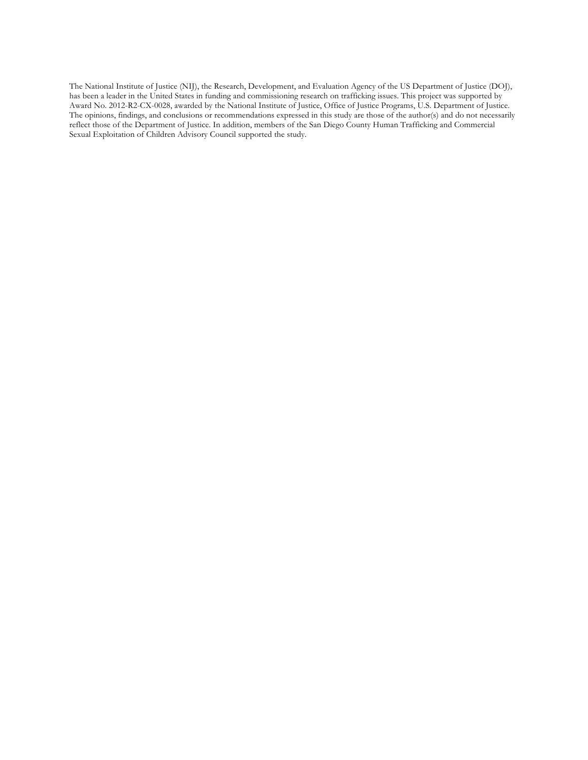The National Institute of Justice (NIJ), the Research, Development, and Evaluation Agency of the US Department of Justice (DOJ), has been a leader in the United States in funding and commissioning research on trafficking issues. This project was supported by Award No. 2012-R2-CX-0028, awarded by the National Institute of Justice, Office of Justice Programs, U.S. Department of Justice. The opinions, findings, and conclusions or recommendations expressed in this study are those of the author(s) and do not necessarily reflect those of the Department of Justice. In addition, members of the San Diego County Human Trafficking and Commercial Sexual Exploitation of Children Advisory Council supported the study.